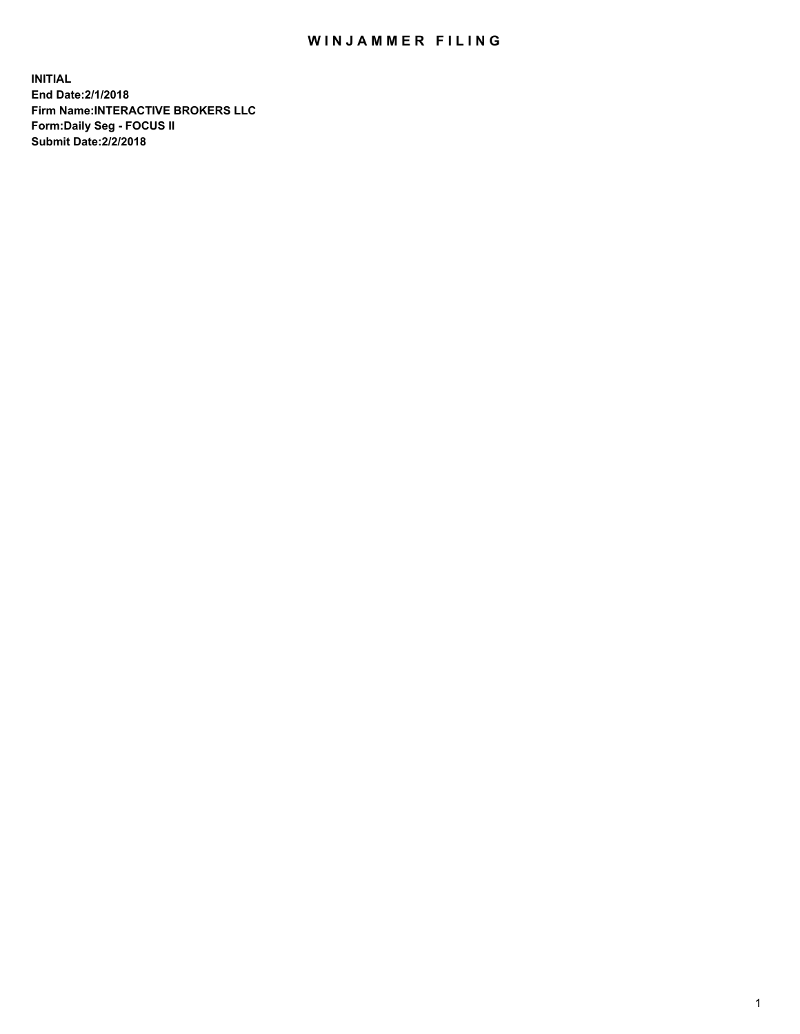# WINJAMMER FILING

**INITIAL**
**End Date:2/1/2018**
**Firm Name:INTERACTIVE BROKERS LLC**
**Form:Daily Seg - FOCUS II**
**Submit Date:2/2/2018**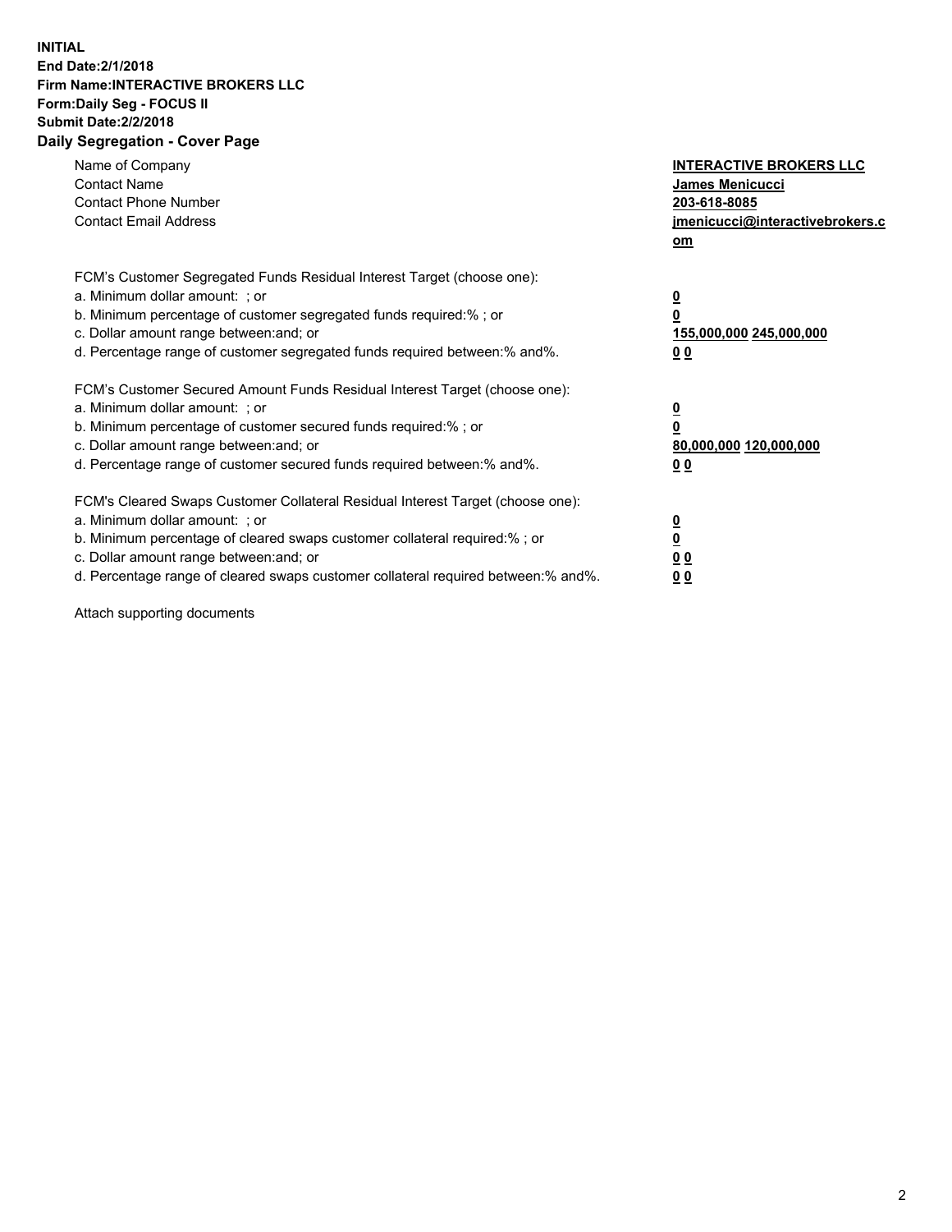**INITIAL**
**End Date:2/1/2018**
**Firm Name:INTERACTIVE BROKERS LLC**
**Form:Daily Seg - FOCUS II**
**Submit Date:2/2/2018**
**Daily Segregation - Cover Page**

| | |
|---|---|
| Name of Company | **INTERACTIVE BROKERS LLC** |
| Contact Name | **James Menicucci** |
| Contact Phone Number | **203-618-8085** |
| Contact Email Address | **jmenicucci@interactivebrokers.com** |

FCM's Customer Segregated Funds Residual Interest Target (choose one):

| | |
|---|---|
| a. Minimum dollar amount: ; or | **0** |
| b. Minimum percentage of customer segregated funds required:% ; or | **0** |
| c. Dollar amount range between:and; or | **155,000,000 245,000,000** |
| d. Percentage range of customer segregated funds required between:% and%. | **0 0** |

FCM's Customer Secured Amount Funds Residual Interest Target (choose one):

| | |
|---|---|
| a. Minimum dollar amount: ; or | **0** |
| b. Minimum percentage of customer secured funds required:% ; or | **0** |
| c. Dollar amount range between:and; or | **80,000,000 120,000,000** |
| d. Percentage range of customer secured funds required between:% and%. | **0 0** |

FCM's Cleared Swaps Customer Collateral Residual Interest Target (choose one):

| | |
|---|---|
| a. Minimum dollar amount: ; or | **0** |
| b. Minimum percentage of cleared swaps customer collateral required:% ; or | **0** |
| c. Dollar amount range between:and; or | **0 0** |
| d. Percentage range of cleared swaps customer collateral required between:% and%. | **0 0** |

Attach supporting documents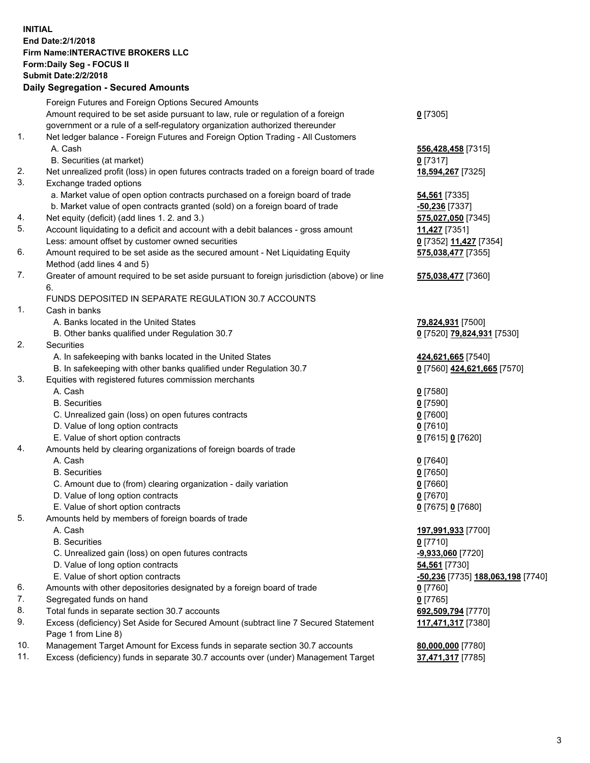**INITIAL**
**End Date:2/1/2018**
**Firm Name:INTERACTIVE BROKERS LLC**
**Form:Daily Seg - FOCUS II**
**Submit Date:2/2/2018**

## Daily Segregation - Secured Amounts

| | | |
|---|---|---|
| | Foreign Futures and Foreign Options Secured Amounts | |
| | Amount required to be set aside pursuant to law, rule or regulation of a foreign government or a rule of a self-regulatory organization authorized thereunder | **0** [7305] |
| 1. | Net ledger balance - Foreign Futures and Foreign Option Trading - All Customers | |
| | A. Cash | **556,428,458** [7315] |
| | B. Securities (at market) | **0** [7317] |
| 2. | Net unrealized profit (loss) in open futures contracts traded on a foreign board of trade | **18,594,267** [7325] |
| 3. | Exchange traded options | |
| | a. Market value of open option contracts purchased on a foreign board of trade | **54,561** [7335] |
| | b. Market value of open contracts granted (sold) on a foreign board of trade | **-50,236** [7337] |
| 4. | Net equity (deficit) (add lines 1. 2. and 3.) | **575,027,050** [7345] |
| 5. | Account liquidating to a deficit and account with a debit balances - gross amount | **11,427** [7351] |
| | Less: amount offset by customer owned securities | **0** [7352] **11,427** [7354] |
| 6. | Amount required to be set aside as the secured amount - Net Liquidating Equity Method (add lines 4 and 5) | **575,038,477** [7355] |
| 7. | Greater of amount required to be set aside pursuant to foreign jurisdiction (above) or line 6. | **575,038,477** [7360] |
| | FUNDS DEPOSITED IN SEPARATE REGULATION 30.7 ACCOUNTS | |
| 1. | Cash in banks | |
| | A. Banks located in the United States | **79,824,931** [7500] |
| | B. Other banks qualified under Regulation 30.7 | **0** [7520] **79,824,931** [7530] |
| 2. | Securities | |
| | A. In safekeeping with banks located in the United States | **424,621,665** [7540] |
| | B. In safekeeping with other banks qualified under Regulation 30.7 | **0** [7560] **424,621,665** [7570] |
| 3. | Equities with registered futures commission merchants | |
| | A. Cash | **0** [7580] |
| | B. Securities | **0** [7590] |
| | C. Unrealized gain (loss) on open futures contracts | **0** [7600] |
| | D. Value of long option contracts | **0** [7610] |
| | E. Value of short option contracts | **0** [7615] **0** [7620] |
| 4. | Amounts held by clearing organizations of foreign boards of trade | |
| | A. Cash | **0** [7640] |
| | B. Securities | **0** [7650] |
| | C. Amount due to (from) clearing organization - daily variation | **0** [7660] |
| | D. Value of long option contracts | **0** [7670] |
| | E. Value of short option contracts | **0** [7675] **0** [7680] |
| 5. | Amounts held by members of foreign boards of trade | |
| | A. Cash | **197,991,933** [7700] |
| | B. Securities | **0** [7710] |
| | C. Unrealized gain (loss) on open futures contracts | **-9,933,060** [7720] |
| | D. Value of long option contracts | **54,561** [7730] |
| | E. Value of short option contracts | **-50,236** [7735] **188,063,198** [7740] |
| 6. | Amounts with other depositories designated by a foreign board of trade | **0** [7760] |
| 7. | Segregated funds on hand | **0** [7765] |
| 8. | Total funds in separate section 30.7 accounts | **692,509,794** [7770] |
| 9. | Excess (deficiency) Set Aside for Secured Amount (subtract line 7 Secured Statement Page 1 from Line 8) | **117,471,317** [7380] |
| 10. | Management Target Amount for Excess funds in separate section 30.7 accounts | **80,000,000** [7780] |
| 11. | Excess (deficiency) funds in separate 30.7 accounts over (under) Management Target | **37,471,317** [7785] |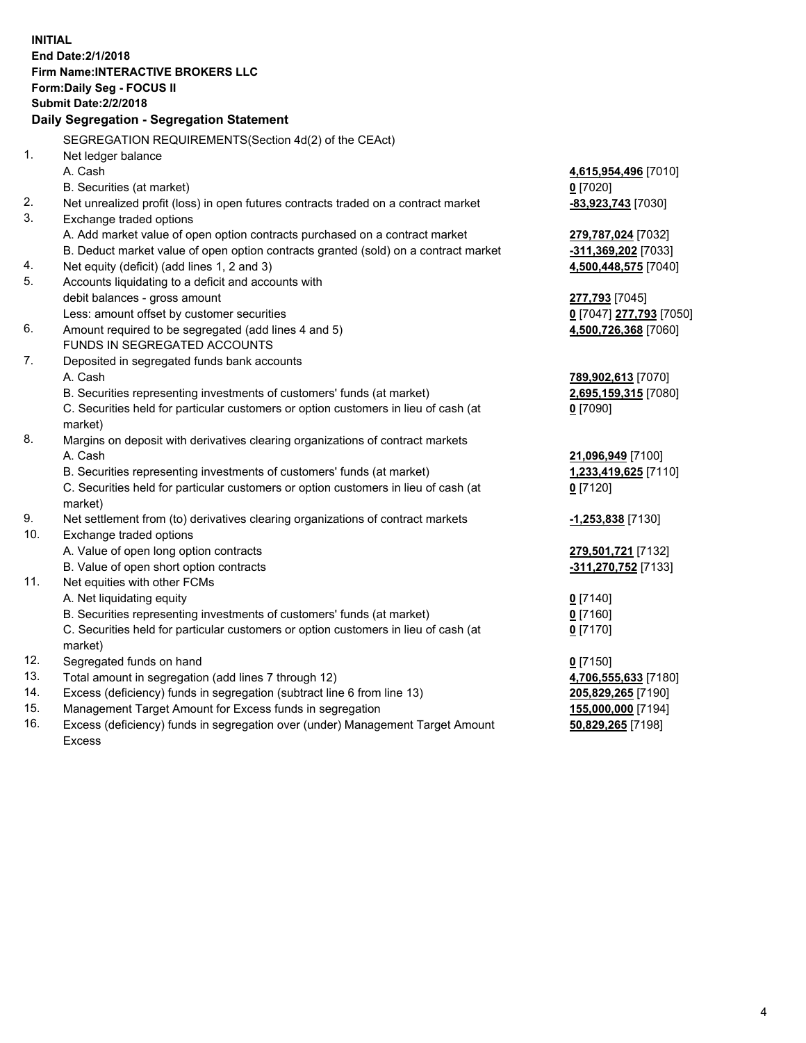**INITIAL**
**End Date:2/1/2018**
**Firm Name:INTERACTIVE BROKERS LLC**
**Form:Daily Seg - FOCUS II**
**Submit Date:2/2/2018**

**Daily Segregation - Segregation Statement**

SEGREGATION REQUIREMENTS(Section 4d(2) of the CEAct)

| | | |
|---|---|---|
| 1. | Net ledger balance | |
| | A. Cash | **4,615,954,496** [7010] |
| | B. Securities (at market) | **0** [7020] |
| 2. | Net unrealized profit (loss) in open futures contracts traded on a contract market | **-83,923,743** [7030] |
| 3. | Exchange traded options | |
| | A. Add market value of open option contracts purchased on a contract market | **279,787,024** [7032] |
| | B. Deduct market value of open option contracts granted (sold) on a contract market | **-311,369,202** [7033] |
| 4. | Net equity (deficit) (add lines 1, 2 and 3) | **4,500,448,575** [7040] |
| 5. | Accounts liquidating to a deficit and accounts with | |
| | debit balances - gross amount | **277,793** [7045] |
| | Less: amount offset by customer securities | **0** [7047] **277,793** [7050] |
| 6. | Amount required to be segregated (add lines 4 and 5) | **4,500,726,368** [7060] |
| | FUNDS IN SEGREGATED ACCOUNTS | |
| 7. | Deposited in segregated funds bank accounts | |
| | A. Cash | **789,902,613** [7070] |
| | B. Securities representing investments of customers' funds (at market) | **2,695,159,315** [7080] |
| | C. Securities held for particular customers or option customers in lieu of cash (at market) | **0** [7090] |
| 8. | Margins on deposit with derivatives clearing organizations of contract markets | |
| | A. Cash | **21,096,949** [7100] |
| | B. Securities representing investments of customers' funds (at market) | **1,233,419,625** [7110] |
| | C. Securities held for particular customers or option customers in lieu of cash (at market) | **0** [7120] |
| 9. | Net settlement from (to) derivatives clearing organizations of contract markets | **-1,253,838** [7130] |
| 10. | Exchange traded options | |
| | A. Value of open long option contracts | **279,501,721** [7132] |
| | B. Value of open short option contracts | **-311,270,752** [7133] |
| 11. | Net equities with other FCMs | |
| | A. Net liquidating equity | **0** [7140] |
| | B. Securities representing investments of customers' funds (at market) | **0** [7160] |
| | C. Securities held for particular customers or option customers in lieu of cash (at market) | **0** [7170] |
| 12. | Segregated funds on hand | **0** [7150] |
| 13. | Total amount in segregation (add lines 7 through 12) | **4,706,555,633** [7180] |
| 14. | Excess (deficiency) funds in segregation (subtract line 6 from line 13) | **205,829,265** [7190] |
| 15. | Management Target Amount for Excess funds in segregation | **155,000,000** [7194] |
| 16. | Excess (deficiency) funds in segregation over (under) Management Target Amount Excess | **50,829,265** [7198] |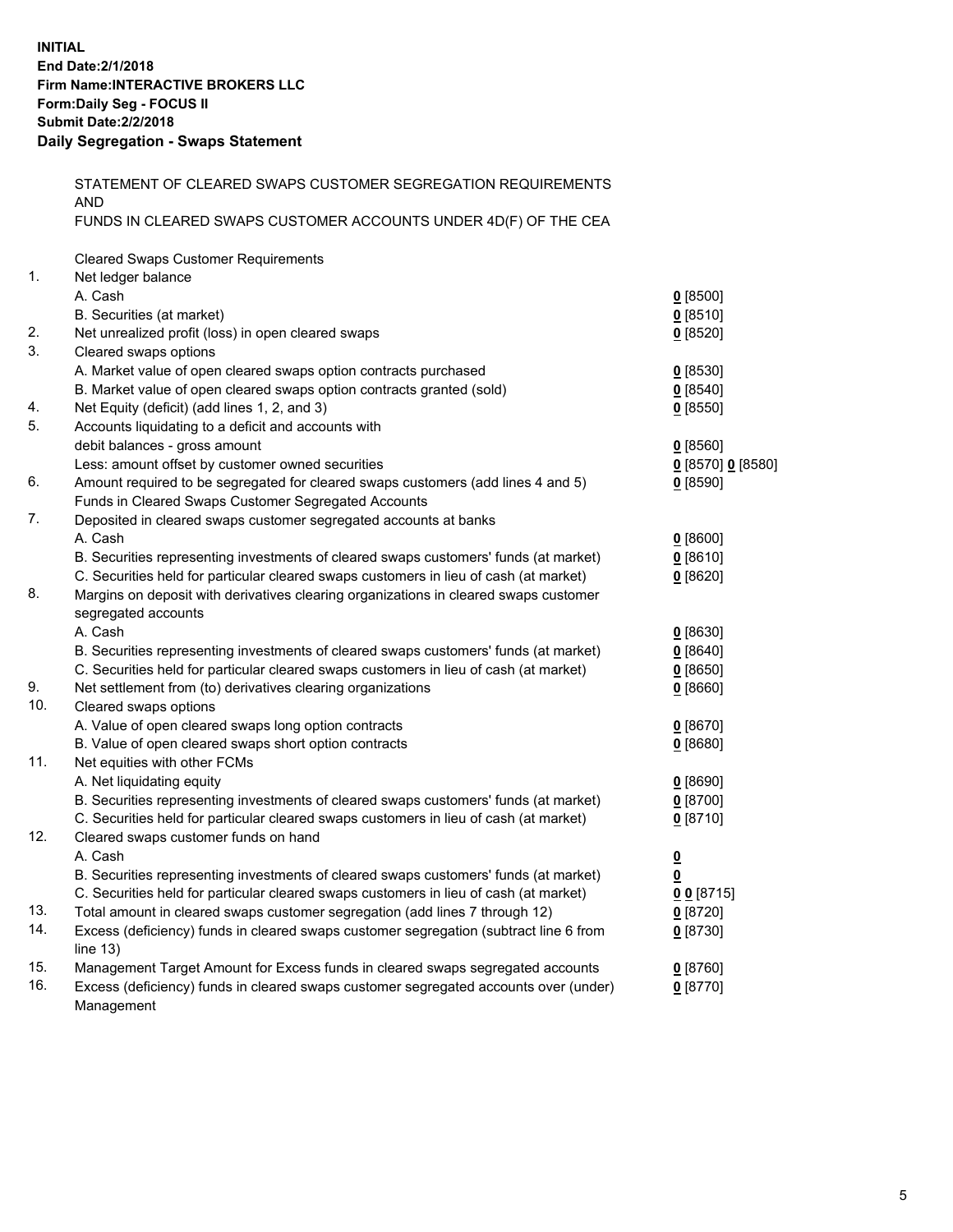**INITIAL**
**End Date:2/1/2018**
**Firm Name:INTERACTIVE BROKERS LLC**
**Form:Daily Seg - FOCUS II**
**Submit Date:2/2/2018**
**Daily Segregation - Swaps Statement**

STATEMENT OF CLEARED SWAPS CUSTOMER SEGREGATION REQUIREMENTS AND FUNDS IN CLEARED SWAPS CUSTOMER ACCOUNTS UNDER 4D(F) OF THE CEA

| | | |
|---|---|---|
| | Cleared Swaps Customer Requirements | |
| 1. | Net ledger balance | |
| | A. Cash | 0 [8500] |
| | B. Securities (at market) | 0 [8510] |
| 2. | Net unrealized profit (loss) in open cleared swaps | 0 [8520] |
| 3. | Cleared swaps options | |
| | A. Market value of open cleared swaps option contracts purchased | 0 [8530] |
| | B. Market value of open cleared swaps option contracts granted (sold) | 0 [8540] |
| 4. | Net Equity (deficit) (add lines 1, 2, and 3) | 0 [8550] |
| 5. | Accounts liquidating to a deficit and accounts with | |
| | debit balances - gross amount | 0 [8560] |
| | Less: amount offset by customer owned securities | 0 [8570] 0 [8580] |
| 6. | Amount required to be segregated for cleared swaps customers (add lines 4 and 5) | 0 [8590] |
| | Funds in Cleared Swaps Customer Segregated Accounts | |
| 7. | Deposited in cleared swaps customer segregated accounts at banks | |
| | A. Cash | 0 [8600] |
| | B. Securities representing investments of cleared swaps customers' funds (at market) | 0 [8610] |
| | C. Securities held for particular cleared swaps customers in lieu of cash (at market) | 0 [8620] |
| 8. | Margins on deposit with derivatives clearing organizations in cleared swaps customer segregated accounts | |
| | A. Cash | 0 [8630] |
| | B. Securities representing investments of cleared swaps customers' funds (at market) | 0 [8640] |
| | C. Securities held for particular cleared swaps customers in lieu of cash (at market) | 0 [8650] |
| 9. | Net settlement from (to) derivatives clearing organizations | 0 [8660] |
| 10. | Cleared swaps options | |
| | A. Value of open cleared swaps long option contracts | 0 [8670] |
| | B. Value of open cleared swaps short option contracts | 0 [8680] |
| 11. | Net equities with other FCMs | |
| | A. Net liquidating equity | 0 [8690] |
| | B. Securities representing investments of cleared swaps customers' funds (at market) | 0 [8700] |
| | C. Securities held for particular cleared swaps customers in lieu of cash (at market) | 0 [8710] |
| 12. | Cleared swaps customer funds on hand | |
| | A. Cash | 0 |
| | B. Securities representing investments of cleared swaps customers' funds (at market) | 0 |
| | C. Securities held for particular cleared swaps customers in lieu of cash (at market) | 0 0 [8715] |
| 13. | Total amount in cleared swaps customer segregation (add lines 7 through 12) | 0 [8720] |
| 14. | Excess (deficiency) funds in cleared swaps customer segregation (subtract line 6 from line 13) | 0 [8730] |
| 15. | Management Target Amount for Excess funds in cleared swaps segregated accounts | 0 [8760] |
| 16. | Excess (deficiency) funds in cleared swaps customer segregated accounts over (under) Management | 0 [8770] |